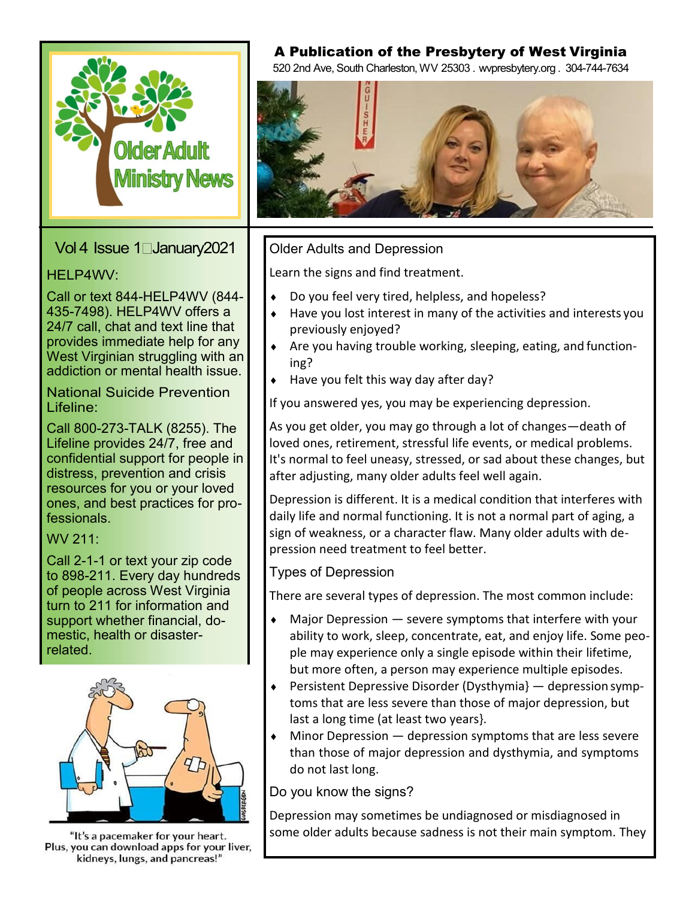# Older Adult Ministry News

## A Publication of the Presbytery of West Virginia

520 2nd Ave, South Charleston, WV 25303 . wvpresbytery.org . 304-744-7634

Vol 4 Issue 1 January2021

**HELP4WV:**

Call or text 844-HELP4WV (844-435-7498). HELP4WV offers a 24/7 call, chat and text line that provides immediate help for any West Virginian struggling with an addiction or mental health issue.

**National Suicide Prevention Lifeline:**

Call 800-273-TALK (8255). The Lifeline provides 24/7, free and confidential support for people in distress, prevention and crisis resources for you or your loved ones, and best practices for professionals.

**WV 211:**

Call 2-1-1 or text your zip code to 898-211. Every day hundreds of people across West Virginia turn to 211 for information and support whether financial, domestic, health or disaster-related.

"It's a pacemaker for your heart. Plus, you can download apps for your liver, kidneys, lungs, and pancreas!"

## Older Adults and Depression

Learn the signs and find treatment.

- Do you feel very tired, helpless, and hopeless?
- Have you lost interest in many of the activities and interests you previously enjoyed?
- Are you having trouble working, sleeping, eating, and functioning?
- Have you felt this way day after day?

If you answered yes, you may be experiencing depression.

As you get older, you may go through a lot of changes—death of loved ones, retirement, stressful life events, or medical problems. It's normal to feel uneasy, stressed, or sad about these changes, but after adjusting, many older adults feel well again.

Depression is different. It is a medical condition that interferes with daily life and normal functioning. It is not a normal part of aging, a sign of weakness, or a character flaw. Many older adults with depression need treatment to feel better.

### Types of Depression

There are several types of depression. The most common include:

- Major Depression — severe symptoms that interfere with your ability to work, sleep, concentrate, eat, and enjoy life. Some people may experience only a single episode within their lifetime, but more often, a person may experience multiple episodes.
- Persistent Depressive Disorder (Dysthymia} — depression symptoms that are less severe than those of major depression, but last a long time (at least two years}.
- Minor Depression — depression symptoms that are less severe than those of major depression and dysthymia, and symptoms do not last long.

### Do you know the signs?

Depression may sometimes be undiagnosed or misdiagnosed in some older adults because sadness is not their main symptom. They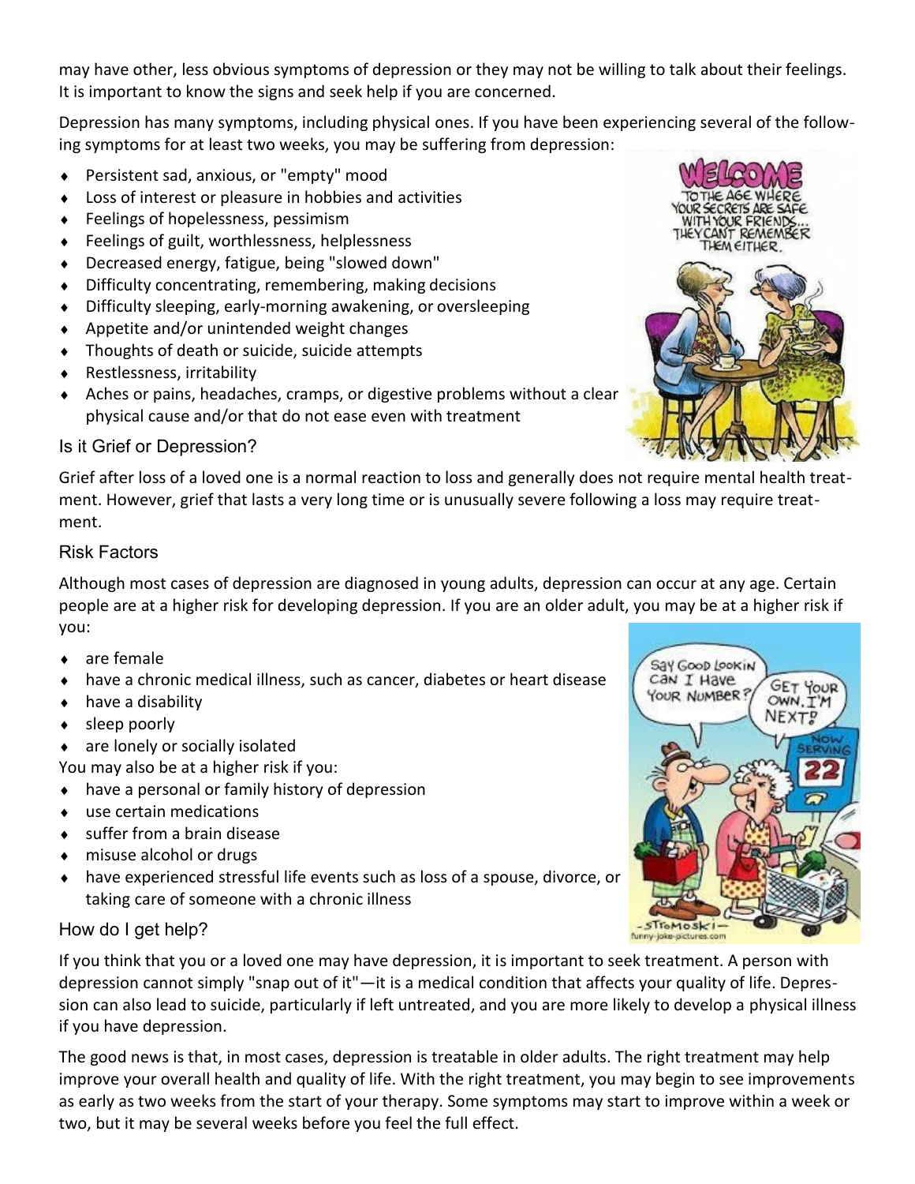may have other, less obvious symptoms of depression or they may not be willing to talk about their feelings. It is important to know the signs and seek help if you are concerned.

Depression has many symptoms, including physical ones. If you have been experiencing several of the following symptoms for at least two weeks, you may be suffering from depression:

- Persistent sad, anxious, or "empty" mood
- Loss of interest or pleasure in hobbies and activities
- Feelings of hopelessness, pessimism
- Feelings of guilt, worthlessness, helplessness
- Decreased energy, fatigue, being "slowed down"
- Difficulty concentrating, remembering, making decisions
- Difficulty sleeping, early-morning awakening, or oversleeping
- Appetite and/or unintended weight changes
- Thoughts of death or suicide, suicide attempts
- Restlessness, irritability
- Aches or pains, headaches, cramps, or digestive problems without a clear physical cause and/or that do not ease even with treatment

## Is it Grief or Depression?

Grief after loss of a loved one is a normal reaction to loss and generally does not require mental health treatment. However, grief that lasts a very long time or is unusually severe following a loss may require treatment.

## Risk Factors

Although most cases of depression are diagnosed in young adults, depression can occur at any age. Certain people are at a higher risk for developing depression. If you are an older adult, you may be at a higher risk if you:

- are female
- have a chronic medical illness, such as cancer, diabetes or heart disease
- have a disability
- sleep poorly
- are lonely or socially isolated

You may also be at a higher risk if you:

- have a personal or family history of depression
- use certain medications
- suffer from a brain disease
- misuse alcohol or drugs
- have experienced stressful life events such as loss of a spouse, divorce, or taking care of someone with a chronic illness

## How do I get help?

If you think that you or a loved one may have depression, it is important to seek treatment. A person with depression cannot simply "snap out of it"—it is a medical condition that affects your quality of life. Depression can also lead to suicide, particularly if left untreated, and you are more likely to develop a physical illness if you have depression.

The good news is that, in most cases, depression is treatable in older adults. The right treatment may help improve your overall health and quality of life. With the right treatment, you may begin to see improvements as early as two weeks from the start of your therapy. Some symptoms may start to improve within a week or two, but it may be several weeks before you feel the full effect.